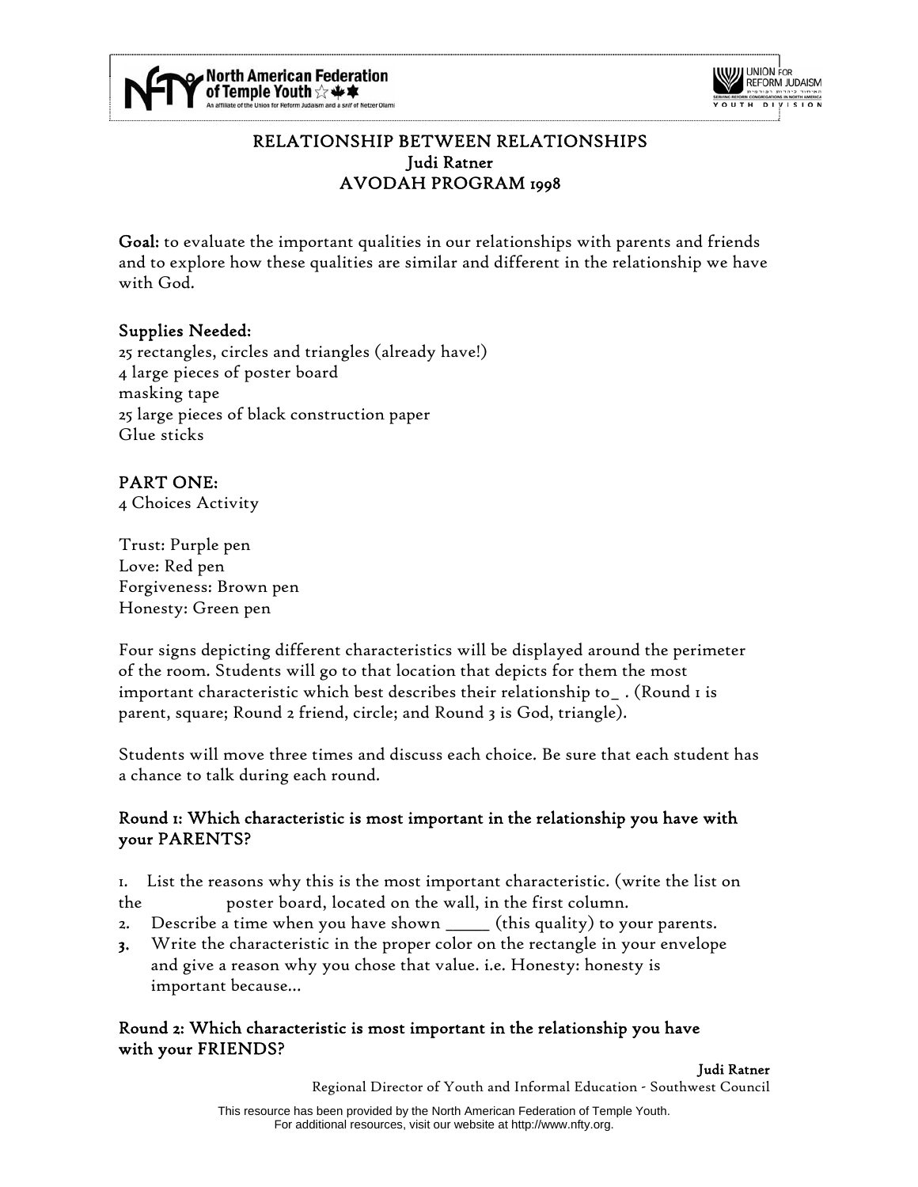# RELATIONSHIP BETWEEN RELATIONSHIPS
## Judi Ratner
## AVODAH PROGRAM 1998

**Goal:** to evaluate the important qualities in our relationships with parents and friends and to explore how these qualities are similar and different in the relationship we have with God.

### Supplies Needed:

25 rectangles, circles and triangles (already have!)
4 large pieces of poster board
masking tape
25 large pieces of black construction paper
Glue sticks

### PART ONE:

4 Choices Activity

Trust: Purple pen
Love: Red pen
Forgiveness: Brown pen
Honesty: Green pen

Four signs depicting different characteristics will be displayed around the perimeter of the room. Students will go to that location that depicts for them the most important characteristic which best describes their relationship to_ . (Round 1 is parent, square; Round 2 friend, circle; and Round 3 is God, triangle).

Students will move three times and discuss each choice. Be sure that each student has a chance to talk during each round.

### Round 1: Which characteristic is most important in the relationship you have with your PARENTS?

1. List the reasons why this is the most important characteristic. (write the list on the poster board, located on the wall, in the first column.
2. Describe a time when you have shown _____ (this quality) to your parents.
3. Write the characteristic in the proper color on the rectangle in your envelope and give a reason why you chose that value. i.e. Honesty: honesty is important because...

### Round 2: Which characteristic is most important in the relationship you have with your FRIENDS?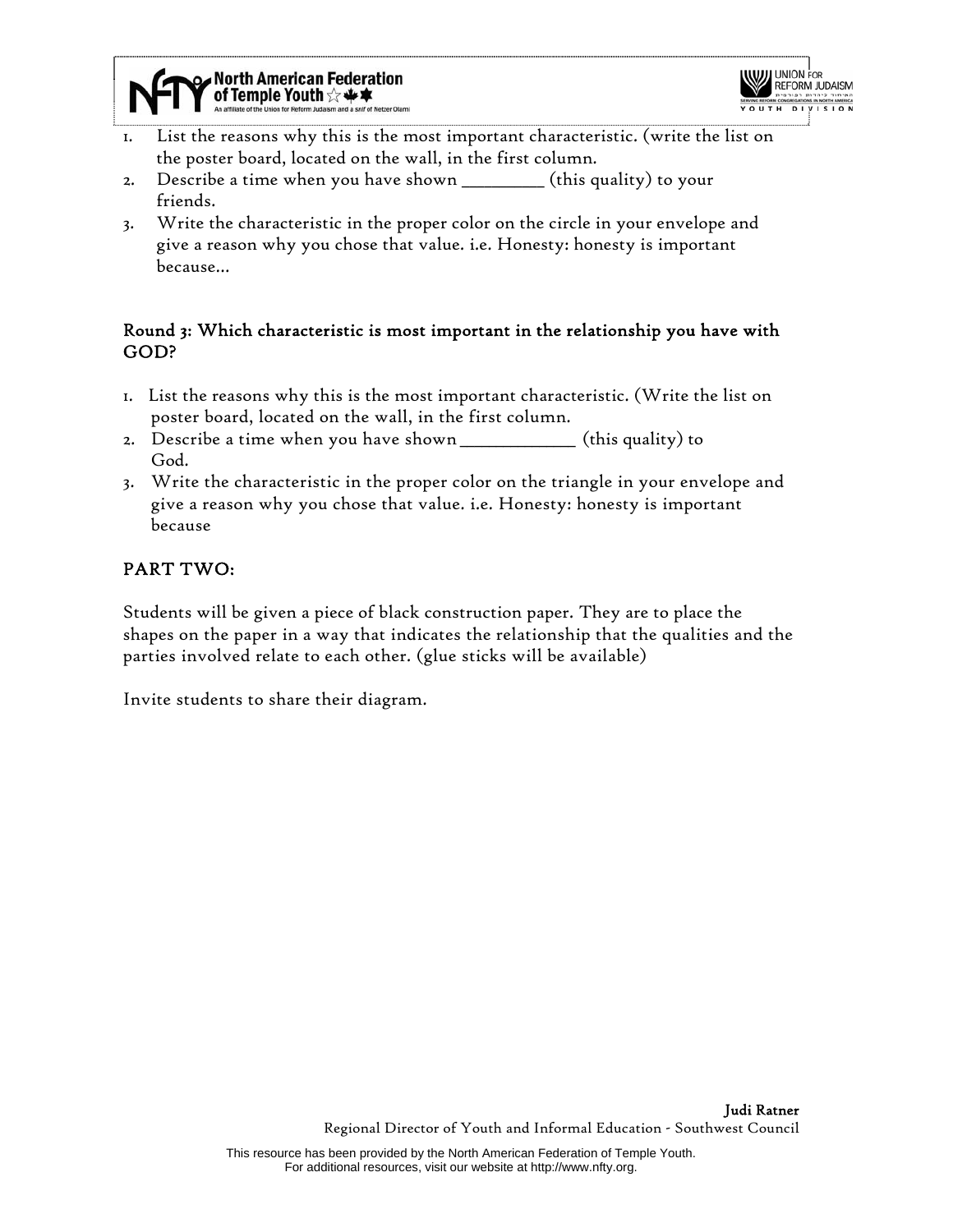1. List the reasons why this is the most important characteristic. (write the list on the poster board, located on the wall, in the first column.
2. Describe a time when you have shown _________ (this quality) to your friends.
3. Write the characteristic in the proper color on the circle in your envelope and give a reason why you chose that value. i.e. Honesty: honesty is important because…

**Round 3: Which characteristic is most important in the relationship you have with GOD?**

1. List the reasons why this is the most important characteristic. (Write the list on poster board, located on the wall, in the first column.
2. Describe a time when you have shown ____________ (this quality) to God.
3. Write the characteristic in the proper color on the triangle in your envelope and give a reason why you chose that value. i.e. Honesty: honesty is important because

## PART TWO:

Students will be given a piece of black construction paper. They are to place the shapes on the paper in a way that indicates the relationship that the qualities and the parties involved relate to each other. (glue sticks will be available)

Invite students to share their diagram.

**Judi Ratner**
Regional Director of Youth and Informal Education - Southwest Council